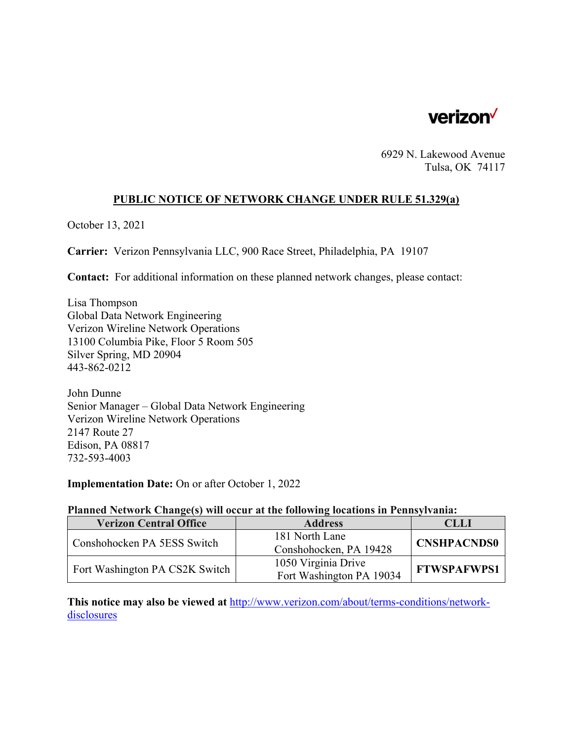verizon✓

6929 N. Lakewood Avenue
Tulsa, OK 74117

## PUBLIC NOTICE OF NETWORK CHANGE UNDER RULE 51.329(a)

October 13, 2021

**Carrier:** Verizon Pennsylvania LLC, 900 Race Street, Philadelphia, PA 19107

**Contact:** For additional information on these planned network changes, please contact:

Lisa Thompson
Global Data Network Engineering
Verizon Wireline Network Operations
13100 Columbia Pike, Floor 5 Room 505
Silver Spring, MD 20904
443-862-0212

John Dunne
Senior Manager – Global Data Network Engineering
Verizon Wireline Network Operations
2147 Route 27
Edison, PA 08817
732-593-4003

**Implementation Date:** On or after October 1, 2022

**Planned Network Change(s) will occur at the following locations in Pennsylvania:**

| Verizon Central Office | Address | CLLI |
|---|---|---|
| Conshohocken PA 5ESS Switch | 181 North Lane Conshohocken, PA 19428 | **CNSHPACNDS0** |
| Fort Washington PA CS2K Switch | 1050 Virginia Drive Fort Washington PA 19034 | **FTWSPAFWPS1** |

**This notice may also be viewed at** [http://www.verizon.com/about/terms-conditions/network-disclosures](http://www.verizon.com/about/terms-conditions/network-disclosures)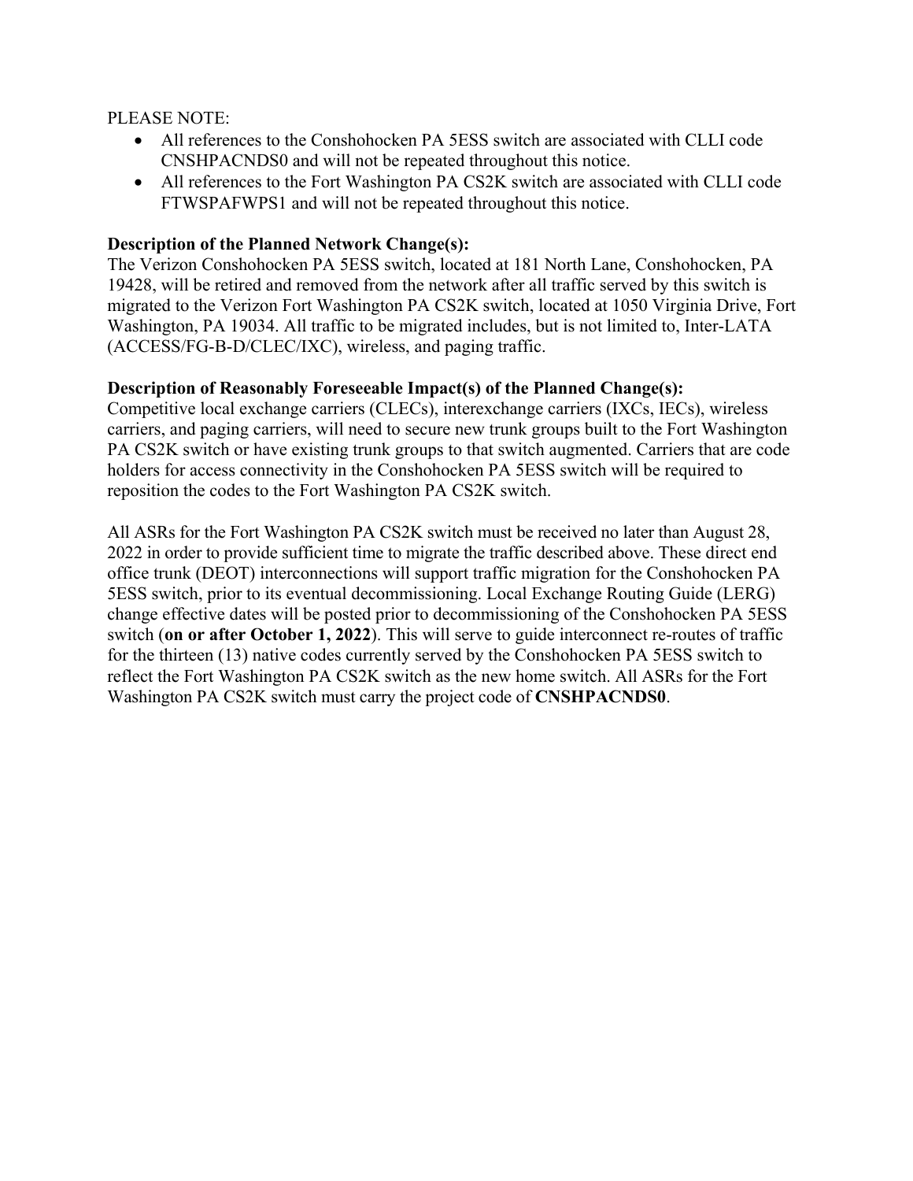PLEASE NOTE:

- All references to the Conshohocken PA 5ESS switch are associated with CLLI code CNSHPACNDS0 and will not be repeated throughout this notice.
- All references to the Fort Washington PA CS2K switch are associated with CLLI code FTWSPAFWPS1 and will not be repeated throughout this notice.

**Description of the Planned Network Change(s):**
The Verizon Conshohocken PA 5ESS switch, located at 181 North Lane, Conshohocken, PA 19428, will be retired and removed from the network after all traffic served by this switch is migrated to the Verizon Fort Washington PA CS2K switch, located at 1050 Virginia Drive, Fort Washington, PA 19034. All traffic to be migrated includes, but is not limited to, Inter-LATA (ACCESS/FG-B-D/CLEC/IXC), wireless, and paging traffic.

**Description of Reasonably Foreseeable Impact(s) of the Planned Change(s):**
Competitive local exchange carriers (CLECs), interexchange carriers (IXCs, IECs), wireless carriers, and paging carriers, will need to secure new trunk groups built to the Fort Washington PA CS2K switch or have existing trunk groups to that switch augmented. Carriers that are code holders for access connectivity in the Conshohocken PA 5ESS switch will be required to reposition the codes to the Fort Washington PA CS2K switch.

All ASRs for the Fort Washington PA CS2K switch must be received no later than August 28, 2022 in order to provide sufficient time to migrate the traffic described above. These direct end office trunk (DEOT) interconnections will support traffic migration for the Conshohocken PA 5ESS switch, prior to its eventual decommissioning. Local Exchange Routing Guide (LERG) change effective dates will be posted prior to decommissioning of the Conshohocken PA 5ESS switch (**on or after October 1, 2022**). This will serve to guide interconnect re-routes of traffic for the thirteen (13) native codes currently served by the Conshohocken PA 5ESS switch to reflect the Fort Washington PA CS2K switch as the new home switch. All ASRs for the Fort Washington PA CS2K switch must carry the project code of **CNSHPACNDS0**.